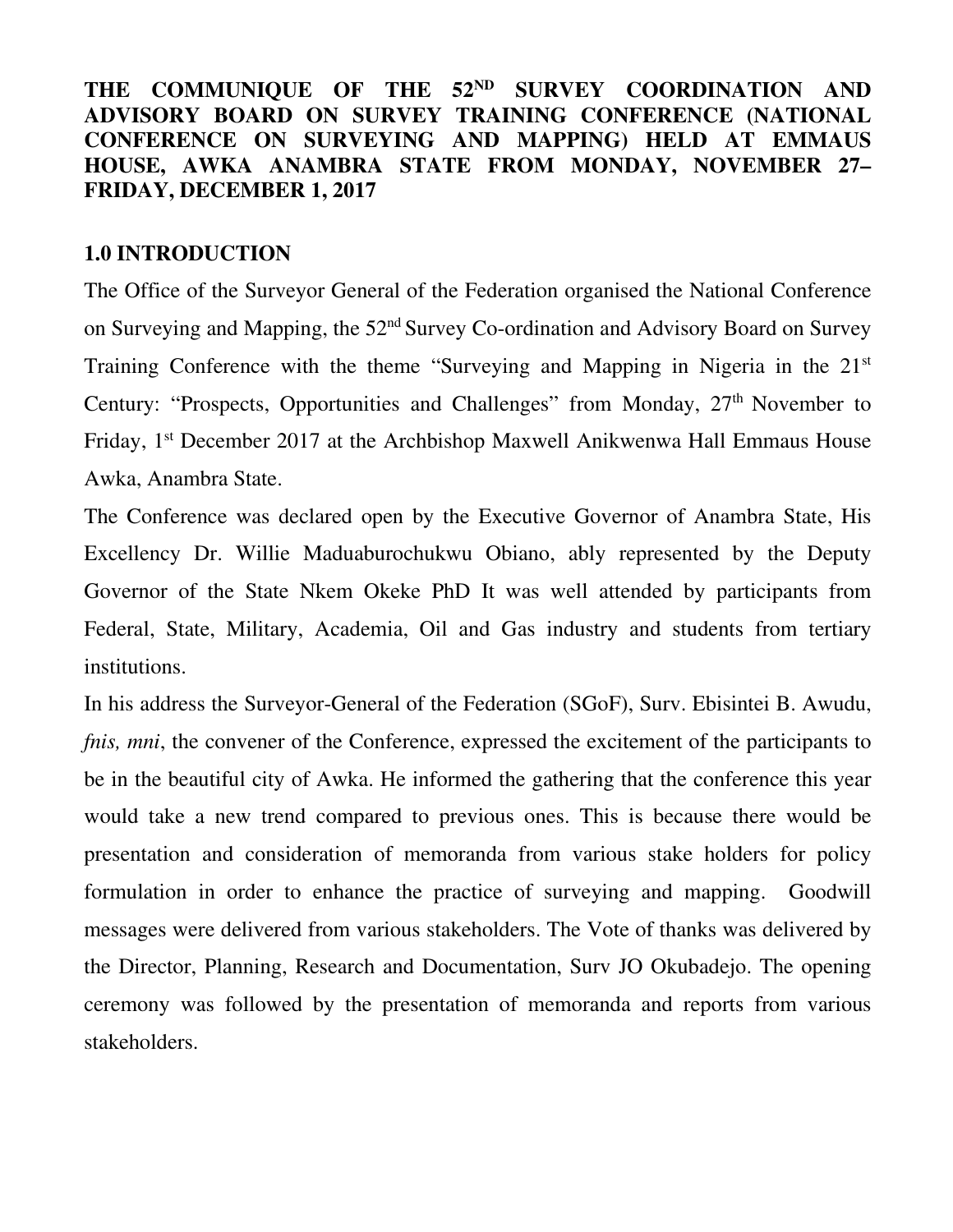# THE COMMUNIQUE OF THE 52ND SURVEY COORDINATION AND ADVISORY BOARD ON SURVEY TRAINING CONFERENCE (NATIONAL CONFERENCE ON SURVEYING AND MAPPING) HELD AT EMMAUS HOUSE, AWKA ANAMBRA STATE FROM MONDAY, NOVEMBER 27– FRIDAY, DECEMBER 1, 2017

## 1.0 INTRODUCTION

The Office of the Surveyor General of the Federation organised the National Conference on Surveying and Mapping, the 52nd Survey Co-ordination and Advisory Board on Survey Training Conference with the theme "Surveying and Mapping in Nigeria in the 21st Century: "Prospects, Opportunities and Challenges" from Monday, 27th November to Friday, 1st December 2017 at the Archbishop Maxwell Anikwenwa Hall Emmaus House Awka, Anambra State.

The Conference was declared open by the Executive Governor of Anambra State, His Excellency Dr. Willie Maduaburochukwu Obiano, ably represented by the Deputy Governor of the State Nkem Okeke PhD It was well attended by participants from Federal, State, Military, Academia, Oil and Gas industry and students from tertiary institutions.

In his address the Surveyor-General of the Federation (SGoF), Surv. Ebisintei B. Awudu, *fnis, mni*, the convener of the Conference, expressed the excitement of the participants to be in the beautiful city of Awka. He informed the gathering that the conference this year would take a new trend compared to previous ones. This is because there would be presentation and consideration of memoranda from various stake holders for policy formulation in order to enhance the practice of surveying and mapping. Goodwill messages were delivered from various stakeholders. The Vote of thanks was delivered by the Director, Planning, Research and Documentation, Surv JO Okubadejo. The opening ceremony was followed by the presentation of memoranda and reports from various stakeholders.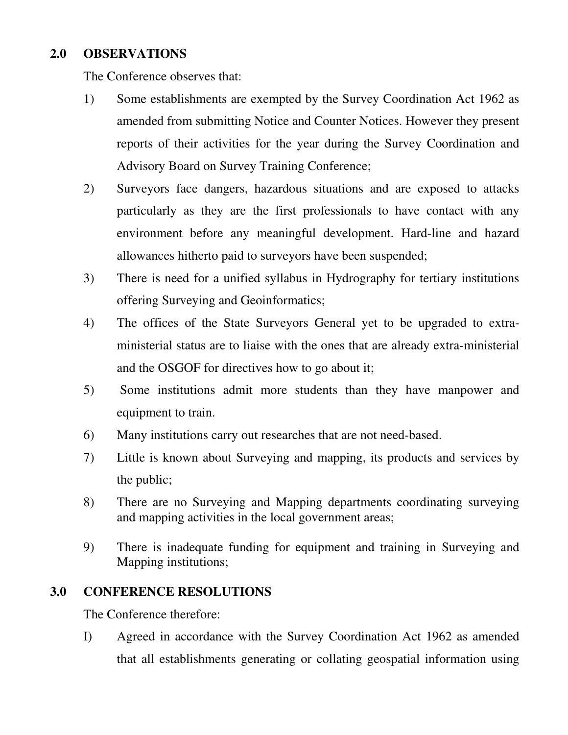## 2.0 OBSERVATIONS

The Conference observes that:

1) Some establishments are exempted by the Survey Coordination Act 1962 as amended from submitting Notice and Counter Notices. However they present reports of their activities for the year during the Survey Coordination and Advisory Board on Survey Training Conference;

2) Surveyors face dangers, hazardous situations and are exposed to attacks particularly as they are the first professionals to have contact with any environment before any meaningful development. Hard-line and hazard allowances hitherto paid to surveyors have been suspended;

3) There is need for a unified syllabus in Hydrography for tertiary institutions offering Surveying and Geoinformatics;

4) The offices of the State Surveyors General yet to be upgraded to extra-ministerial status are to liaise with the ones that are already extra-ministerial and the OSGOF for directives how to go about it;

5) Some institutions admit more students than they have manpower and equipment to train.

6) Many institutions carry out researches that are not need-based.

7) Little is known about Surveying and mapping, its products and services by the public;

8) There are no Surveying and Mapping departments coordinating surveying and mapping activities in the local government areas;

9) There is inadequate funding for equipment and training in Surveying and Mapping institutions;

## 3.0 CONFERENCE RESOLUTIONS

The Conference therefore:

I) Agreed in accordance with the Survey Coordination Act 1962 as amended that all establishments generating or collating geospatial information using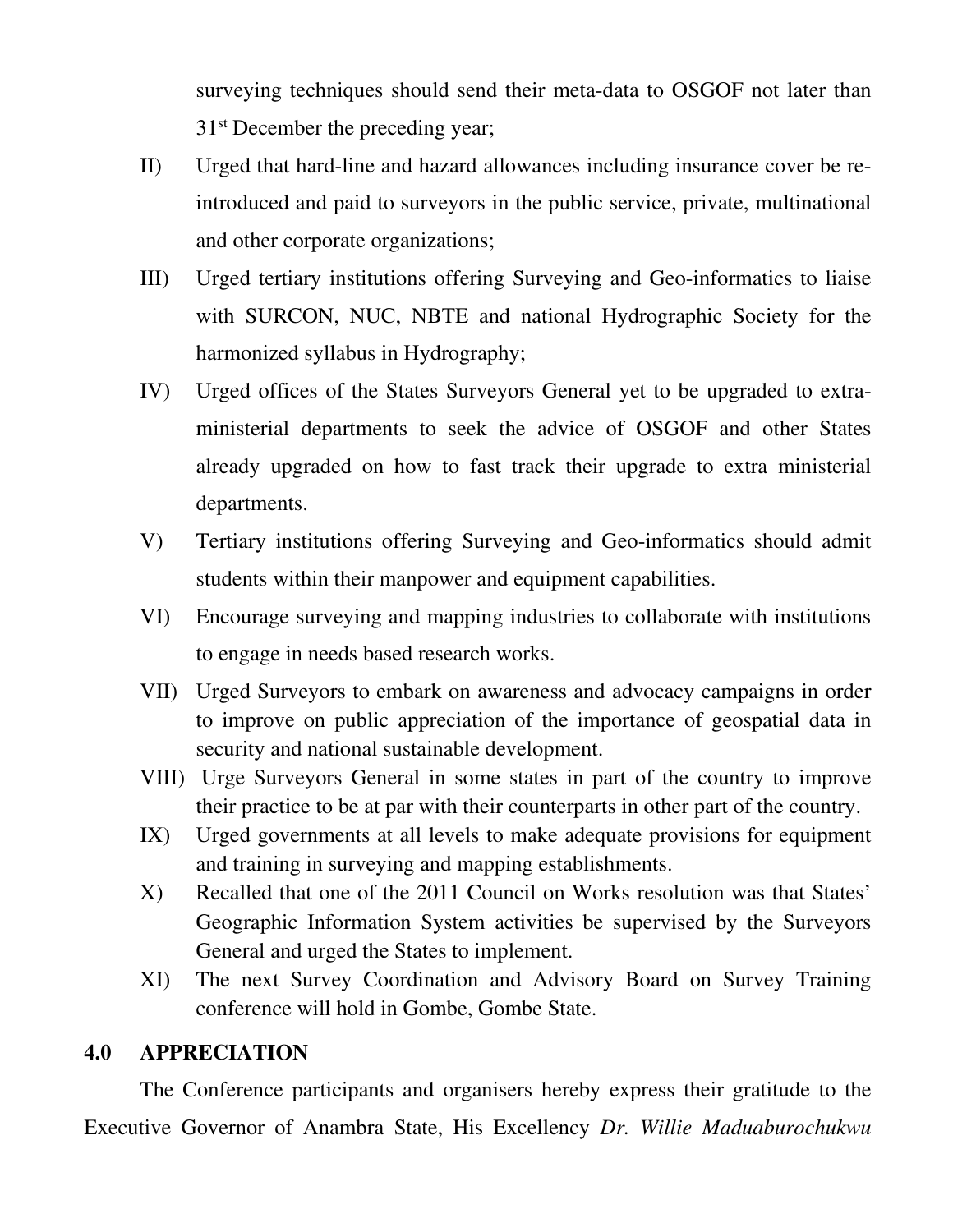surveying techniques should send their meta-data to OSGOF not later than 31st December the preceding year;

II) Urged that hard-line and hazard allowances including insurance cover be re-introduced and paid to surveyors in the public service, private, multinational and other corporate organizations;

III) Urged tertiary institutions offering Surveying and Geo-informatics to liaise with SURCON, NUC, NBTE and national Hydrographic Society for the harmonized syllabus in Hydrography;

IV) Urged offices of the States Surveyors General yet to be upgraded to extra-ministerial departments to seek the advice of OSGOF and other States already upgraded on how to fast track their upgrade to extra ministerial departments.

V) Tertiary institutions offering Surveying and Geo-informatics should admit students within their manpower and equipment capabilities.

VI) Encourage surveying and mapping industries to collaborate with institutions to engage in needs based research works.

VII) Urged Surveyors to embark on awareness and advocacy campaigns in order to improve on public appreciation of the importance of geospatial data in security and national sustainable development.

VIII) Urge Surveyors General in some states in part of the country to improve their practice to be at par with their counterparts in other part of the country.

IX) Urged governments at all levels to make adequate provisions for equipment and training in surveying and mapping establishments.

X) Recalled that one of the 2011 Council on Works resolution was that States' Geographic Information System activities be supervised by the Surveyors General and urged the States to implement.

XI) The next Survey Coordination and Advisory Board on Survey Training conference will hold in Gombe, Gombe State.

## 4.0 APPRECIATION

The Conference participants and organisers hereby express their gratitude to the Executive Governor of Anambra State, His Excellency *Dr. Willie Maduaburochukwu*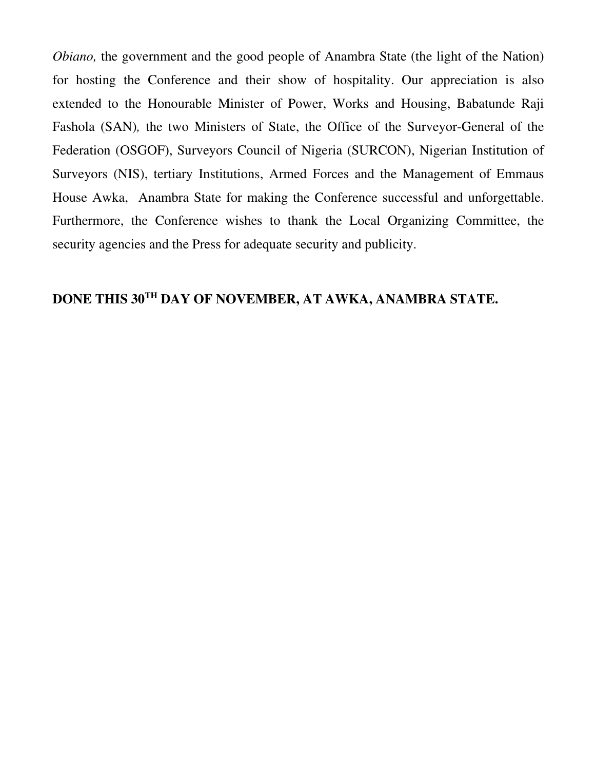*Obiano,* the government and the good people of Anambra State (the light of the Nation) for hosting the Conference and their show of hospitality. Our appreciation is also extended to the Honourable Minister of Power, Works and Housing, Babatunde Raji Fashola (SAN)*,* the two Ministers of State, the Office of the Surveyor-General of the Federation (OSGOF), Surveyors Council of Nigeria (SURCON), Nigerian Institution of Surveyors (NIS), tertiary Institutions, Armed Forces and the Management of Emmaus House Awka, Anambra State for making the Conference successful and unforgettable. Furthermore, the Conference wishes to thank the Local Organizing Committee, the security agencies and the Press for adequate security and publicity.

**DONE THIS 30TH DAY OF NOVEMBER, AT AWKA, ANAMBRA STATE.**